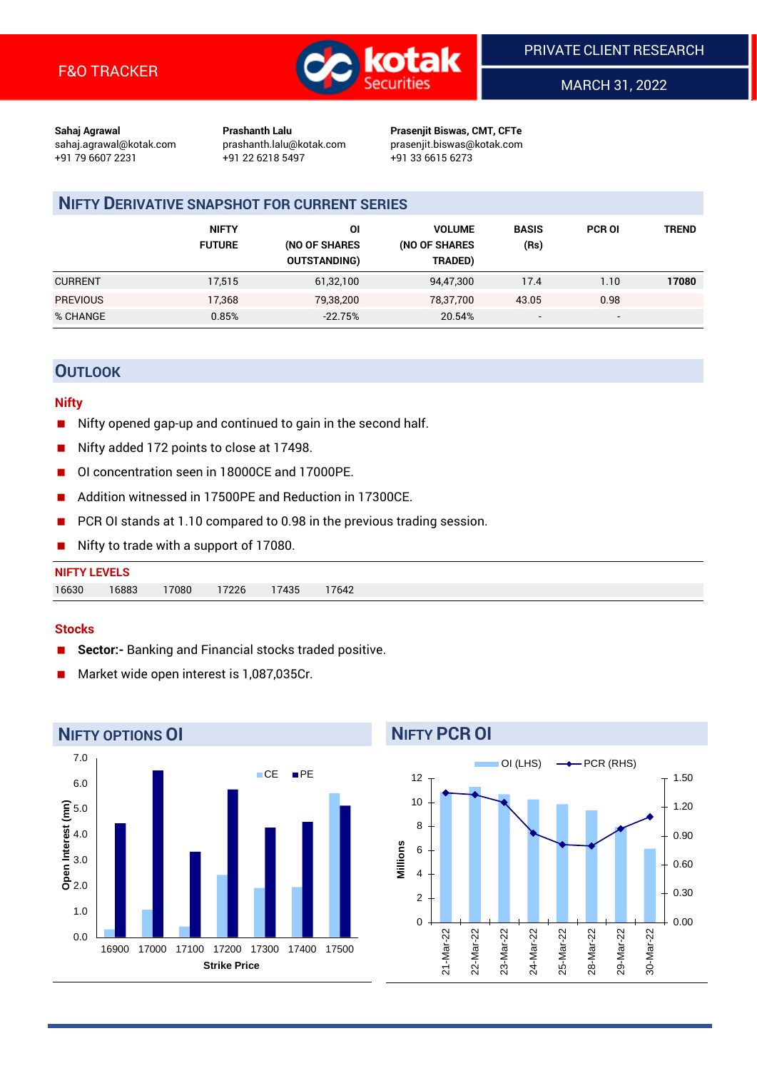F&O TRACKER

PRIVATE CLIENT RESEARCH

MARCH 31, 2022

**Sahaj Agrawal**
sahaj.agrawal@kotak.com
+91 79 6607 2231

**Prashanth Lalu**
prashanth.lalu@kotak.com
+91 22 6218 5497

**Prasenjit Biswas, CMT, CFTe**
prasenjit.biswas@kotak.com
+91 33 6615 6273

## NIFTY DERIVATIVE SNAPSHOT FOR CURRENT SERIES

| | NIFTY FUTURE | OI (NO OF SHARES OUTSTANDING) | VOLUME (NO OF SHARES TRADED) | BASIS (Rs) | PCR OI | TREND |
|---|---|---|---|---|---|---|
| CURRENT | 17,515 | 61,32,100 | 94,47,300 | 17.4 | 1.10 | **17080** |
| PREVIOUS | 17,368 | 79,38,200 | 78,37,700 | 43.05 | 0.98 | |
| % CHANGE | 0.85% | -22.75% | 20.54% | - | - | |

## OUTLOOK

### Nifty

- Nifty opened gap-up and continued to gain in the second half.
- Nifty added 172 points to close at 17498.
- OI concentration seen in 18000CE and 17000PE.
- Addition witnessed in 17500PE and Reduction in 17300CE.
- PCR OI stands at 1.10 compared to 0.98 in the previous trading session.
- Nifty to trade with a support of 17080.

**NIFTY LEVELS**

| 16630 | 16883 | 17080 | 17226 | 17435 | 17642 |
|---|---|---|---|---|---|

### Stocks

- **Sector:-** Banking and Financial stocks traded positive.
- Market wide open interest is 1,087,035Cr.

## NIFTY OPTIONS OI

| Strike Price | CE | PE |
|---|---|---|
| 16900 | 0.3 | 4.4 |
| 17000 | 1.1 | 6.5 |
| 17100 | 0.4 | 3.3 |
| 17200 | 2.4 | 5.8 |
| 17300 | 1.9 | 4.3 |
| 17400 | 1.9 | 4.5 |
| 17500 | 5.6 | 5.1 |

Open Interest (mn)

## NIFTY PCR OI

| Date | OI (LHS, Millions) | PCR (RHS) |
|---|---|---|
| 21-Mar-22 | 10.8 | 1.35 |
| 22-Mar-22 | 11.3 | 1.33 |
| 23-Mar-22 | 10.7 | 1.25 |
| 24-Mar-22 | 10.2 | 0.93 |
| 25-Mar-22 | 9.8 | 0.81 |
| 28-Mar-22 | 9.3 | 0.80 |
| 29-Mar-22 | 7.9 | 0.98 |
| 30-Mar-22 | 6.1 | 1.10 |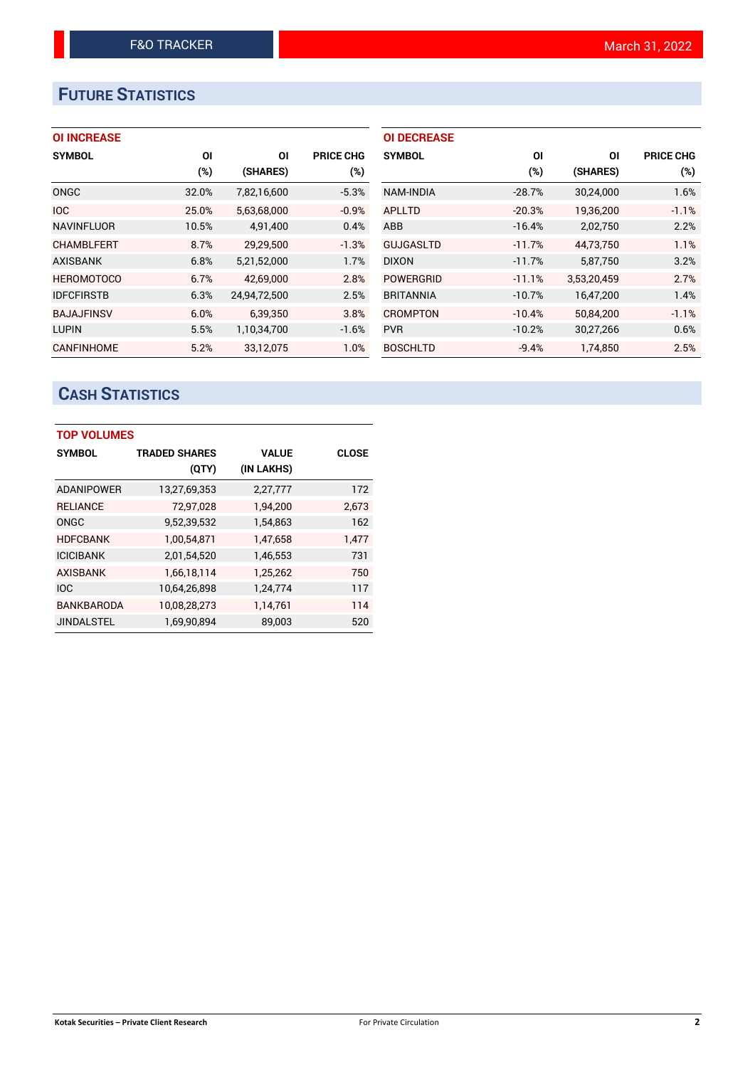## FUTURE STATISTICS

### OI INCREASE

| SYMBOL | OI (%) | OI (SHARES) | PRICE CHG (%) |
|---|---|---|---|
| ONGC | 32.0% | 7,82,16,600 | -5.3% |
| IOC | 25.0% | 5,63,68,000 | -0.9% |
| NAVINFLUOR | 10.5% | 4,91,400 | 0.4% |
| CHAMBLFERT | 8.7% | 29,29,500 | -1.3% |
| AXISBANK | 6.8% | 5,21,52,000 | 1.7% |
| HEROMOTOCO | 6.7% | 42,69,000 | 2.8% |
| IDFCFIRSTB | 6.3% | 24,94,72,500 | 2.5% |
| BAJAJFINSV | 6.0% | 6,39,350 | 3.8% |
| LUPIN | 5.5% | 1,10,34,700 | -1.6% |
| CANFINHOME | 5.2% | 33,12,075 | 1.0% |

### OI DECREASE

| SYMBOL | OI (%) | OI (SHARES) | PRICE CHG (%) |
|---|---|---|---|
| NAM-INDIA | -28.7% | 30,24,000 | 1.6% |
| APLLTD | -20.3% | 19,36,200 | -1.1% |
| ABB | -16.4% | 2,02,750 | 2.2% |
| GUJGASLTD | -11.7% | 44,73,750 | 1.1% |
| DIXON | -11.7% | 5,87,750 | 3.2% |
| POWERGRID | -11.1% | 3,53,20,459 | 2.7% |
| BRITANNIA | -10.7% | 16,47,200 | 1.4% |
| CROMPTON | -10.4% | 50,84,200 | -1.1% |
| PVR | -10.2% | 30,27,266 | 0.6% |
| BOSCHLTD | -9.4% | 1,74,850 | 2.5% |

## CASH STATISTICS

### TOP VOLUMES

| SYMBOL | TRADED SHARES (QTY) | VALUE (IN LAKHS) | CLOSE |
|---|---|---|---|
| ADANIPOWER | 13,27,69,353 | 2,27,777 | 172 |
| RELIANCE | 72,97,028 | 1,94,200 | 2,673 |
| ONGC | 9,52,39,532 | 1,54,863 | 162 |
| HDFCBANK | 1,00,54,871 | 1,47,658 | 1,477 |
| ICICIBANK | 2,01,54,520 | 1,46,553 | 731 |
| AXISBANK | 1,66,18,114 | 1,25,262 | 750 |
| IOC | 10,64,26,898 | 1,24,774 | 117 |
| BANKBARODA | 10,08,28,273 | 1,14,761 | 114 |
| JINDALSTEL | 1,69,90,894 | 89,003 | 520 |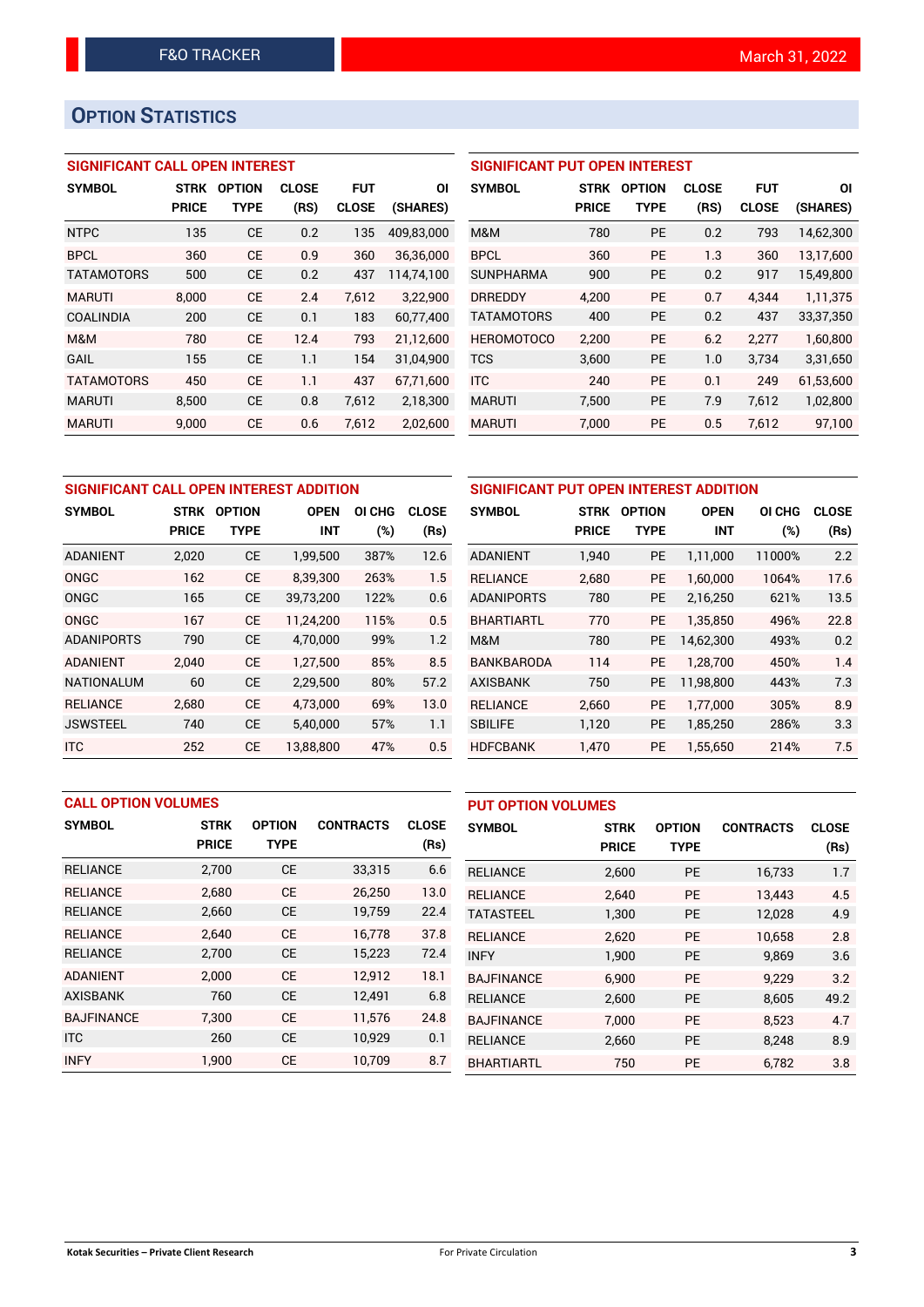## OPTION STATISTICS

### SIGNIFICANT CALL OPEN INTEREST

| SYMBOL | STRK PRICE | OPTION TYPE | CLOSE (RS) | FUT CLOSE | OI (SHARES) |
|---|---|---|---|---|---|
| NTPC | 135 | CE | 0.2 | 135 | 409,83,000 |
| BPCL | 360 | CE | 0.9 | 360 | 36,36,000 |
| TATAMOTORS | 500 | CE | 0.2 | 437 | 114,74,100 |
| MARUTI | 8,000 | CE | 2.4 | 7,612 | 3,22,900 |
| COALINDIA | 200 | CE | 0.1 | 183 | 60,77,400 |
| M&M | 780 | CE | 12.4 | 793 | 21,12,600 |
| GAIL | 155 | CE | 1.1 | 154 | 31,04,900 |
| TATAMOTORS | 450 | CE | 1.1 | 437 | 67,71,600 |
| MARUTI | 8,500 | CE | 0.8 | 7,612 | 2,18,300 |
| MARUTI | 9,000 | CE | 0.6 | 7,612 | 2,02,600 |

### SIGNIFICANT PUT OPEN INTEREST

| SYMBOL | STRK PRICE | OPTION TYPE | CLOSE (RS) | FUT CLOSE | OI (SHARES) |
|---|---|---|---|---|---|
| M&M | 780 | PE | 0.2 | 793 | 14,62,300 |
| BPCL | 360 | PE | 1.3 | 360 | 13,17,600 |
| SUNPHARMA | 900 | PE | 0.2 | 917 | 15,49,800 |
| DRREDDY | 4,200 | PE | 0.7 | 4,344 | 1,11,375 |
| TATAMOTORS | 400 | PE | 0.2 | 437 | 33,37,350 |
| HEROMOTOCO | 2,200 | PE | 6.2 | 2,277 | 1,60,800 |
| TCS | 3,600 | PE | 1.0 | 3,734 | 3,31,650 |
| ITC | 240 | PE | 0.1 | 249 | 61,53,600 |
| MARUTI | 7,500 | PE | 7.9 | 7,612 | 1,02,800 |
| MARUTI | 7,000 | PE | 0.5 | 7,612 | 97,100 |

### SIGNIFICANT CALL OPEN INTEREST ADDITION

| SYMBOL | STRK PRICE | OPTION TYPE | OPEN INT | OI CHG (%) | CLOSE (Rs) |
|---|---|---|---|---|---|
| ADANIENT | 2,020 | CE | 1,99,500 | 387% | 12.6 |
| ONGC | 162 | CE | 8,39,300 | 263% | 1.5 |
| ONGC | 165 | CE | 39,73,200 | 122% | 0.6 |
| ONGC | 167 | CE | 11,24,200 | 115% | 0.5 |
| ADANIPORTS | 790 | CE | 4,70,000 | 99% | 1.2 |
| ADANIENT | 2,040 | CE | 1,27,500 | 85% | 8.5 |
| NATIONALUM | 60 | CE | 2,29,500 | 80% | 57.2 |
| RELIANCE | 2,680 | CE | 4,73,000 | 69% | 13.0 |
| JSWSTEEL | 740 | CE | 5,40,000 | 57% | 1.1 |
| ITC | 252 | CE | 13,88,800 | 47% | 0.5 |

### SIGNIFICANT PUT OPEN INTEREST ADDITION

| SYMBOL | STRK PRICE | OPTION TYPE | OPEN INT | OI CHG (%) | CLOSE (Rs) |
|---|---|---|---|---|---|
| ADANIENT | 1,940 | PE | 1,11,000 | 11000% | 2.2 |
| RELIANCE | 2,680 | PE | 1,60,000 | 1064% | 17.6 |
| ADANIPORTS | 780 | PE | 2,16,250 | 621% | 13.5 |
| BHARTIARTL | 770 | PE | 1,35,850 | 496% | 22.8 |
| M&M | 780 | PE | 14,62,300 | 493% | 0.2 |
| BANKBARODA | 114 | PE | 1,28,700 | 450% | 1.4 |
| AXISBANK | 750 | PE | 11,98,800 | 443% | 7.3 |
| RELIANCE | 2,660 | PE | 1,77,000 | 305% | 8.9 |
| SBILIFE | 1,120 | PE | 1,85,250 | 286% | 3.3 |
| HDFCBANK | 1,470 | PE | 1,55,650 | 214% | 7.5 |

### CALL OPTION VOLUMES

| SYMBOL | STRK PRICE | OPTION TYPE | CONTRACTS | CLOSE (Rs) |
|---|---|---|---|---|
| RELIANCE | 2,700 | CE | 33,315 | 6.6 |
| RELIANCE | 2,680 | CE | 26,250 | 13.0 |
| RELIANCE | 2,660 | CE | 19,759 | 22.4 |
| RELIANCE | 2,640 | CE | 16,778 | 37.8 |
| RELIANCE | 2,700 | CE | 15,223 | 72.4 |
| ADANIENT | 2,000 | CE | 12,912 | 18.1 |
| AXISBANK | 760 | CE | 12,491 | 6.8 |
| BAJFINANCE | 7,300 | CE | 11,576 | 24.8 |
| ITC | 260 | CE | 10,929 | 0.1 |
| INFY | 1,900 | CE | 10,709 | 8.7 |

### PUT OPTION VOLUMES

| SYMBOL | STRK PRICE | OPTION TYPE | CONTRACTS | CLOSE (Rs) |
|---|---|---|---|---|
| RELIANCE | 2,600 | PE | 16,733 | 1.7 |
| RELIANCE | 2,640 | PE | 13,443 | 4.5 |
| TATASTEEL | 1,300 | PE | 12,028 | 4.9 |
| RELIANCE | 2,620 | PE | 10,658 | 2.8 |
| INFY | 1,900 | PE | 9,869 | 3.6 |
| BAJFINANCE | 6,900 | PE | 9,229 | 3.2 |
| RELIANCE | 2,600 | PE | 8,605 | 49.2 |
| BAJFINANCE | 7,000 | PE | 8,523 | 4.7 |
| RELIANCE | 2,660 | PE | 8,248 | 8.9 |
| BHARTIARTL | 750 | PE | 6,782 | 3.8 |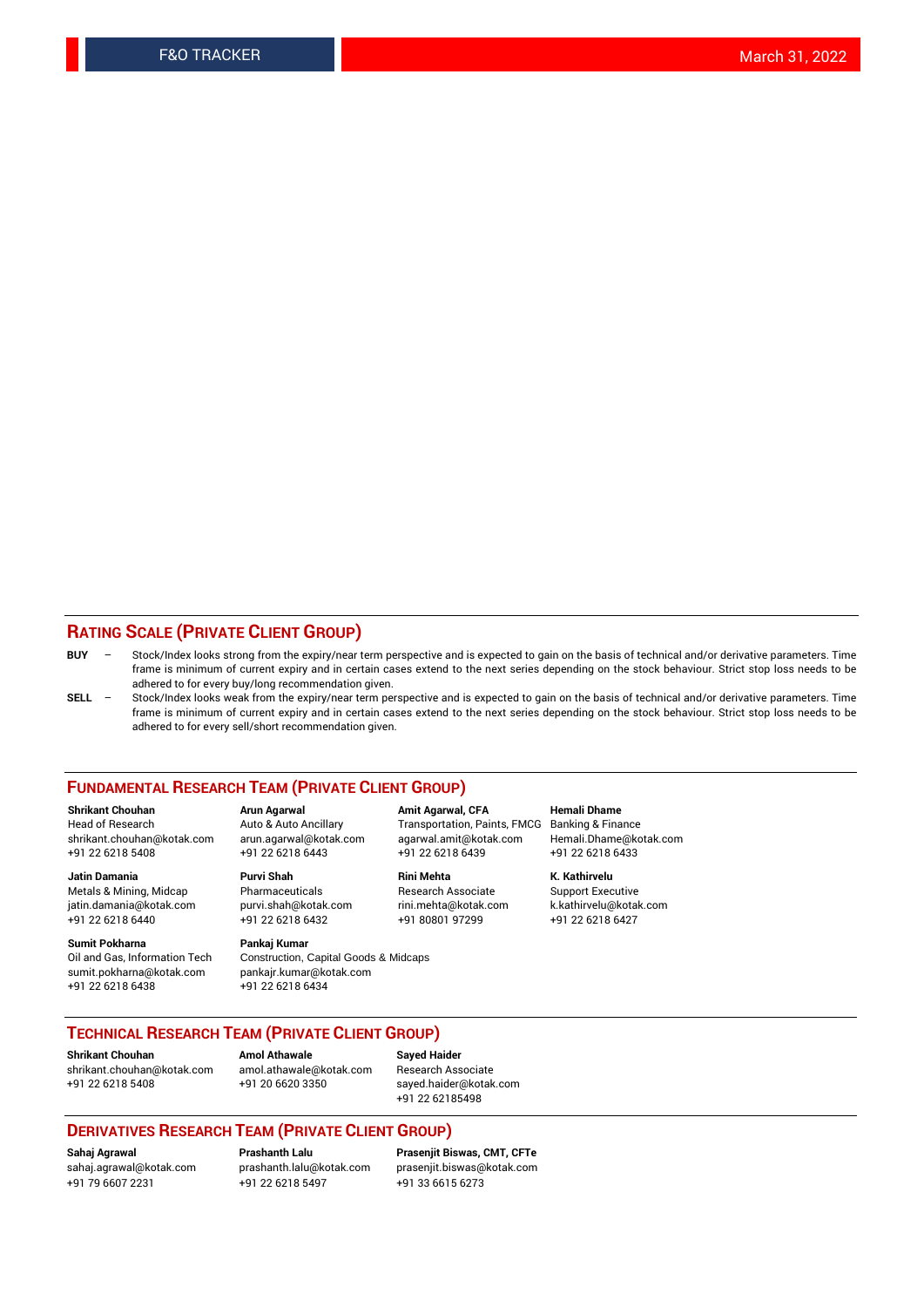## RATING SCALE (PRIVATE CLIENT GROUP)

**BUY** – Stock/Index looks strong from the expiry/near term perspective and is expected to gain on the basis of technical and/or derivative parameters. Time frame is minimum of current expiry and in certain cases extend to the next series depending on the stock behaviour. Strict stop loss needs to be adhered to for every buy/long recommendation given.

**SELL** – Stock/Index looks weak from the expiry/near term perspective and is expected to gain on the basis of technical and/or derivative parameters. Time frame is minimum of current expiry and in certain cases extend to the next series depending on the stock behaviour. Strict stop loss needs to be adhered to for every sell/short recommendation given.

## FUNDAMENTAL RESEARCH TEAM (PRIVATE CLIENT GROUP)

**Shrikant Chouhan**
Head of Research
shrikant.chouhan@kotak.com
+91 22 6218 5408

**Arun Agarwal**
Auto & Auto Ancillary
arun.agarwal@kotak.com
+91 22 6218 6443

**Amit Agarwal, CFA**
Transportation, Paints, FMCG
agarwal.amit@kotak.com
+91 22 6218 6439

**Hemali Dhame**
Banking & Finance
Hemali.Dhame@kotak.com
+91 22 6218 6433

**Jatin Damania**
Metals & Mining, Midcap
jatin.damania@kotak.com
+91 22 6218 6440

**Purvi Shah**
Pharmaceuticals
purvi.shah@kotak.com
+91 22 6218 6432

**Rini Mehta**
Research Associate
rini.mehta@kotak.com
+91 80801 97299

**K. Kathirvelu**
Support Executive
k.kathirvelu@kotak.com
+91 22 6218 6427

**Sumit Pokharna**
Oil and Gas, Information Tech
sumit.pokharna@kotak.com
+91 22 6218 6438

**Pankaj Kumar**
Construction, Capital Goods & Midcaps
pankajr.kumar@kotak.com
+91 22 6218 6434

## TECHNICAL RESEARCH TEAM (PRIVATE CLIENT GROUP)

**Shrikant Chouhan**
shrikant.chouhan@kotak.com
+91 22 6218 5408

**Amol Athawale**
amol.athawale@kotak.com
+91 20 6620 3350

**Sayed Haider**
Research Associate
sayed.haider@kotak.com
+91 22 62185498

## DERIVATIVES RESEARCH TEAM (PRIVATE CLIENT GROUP)

**Sahaj Agrawal**
sahaj.agrawal@kotak.com
+91 79 6607 2231

**Prashanth Lalu**
prashanth.lalu@kotak.com
+91 22 6218 5497

**Prasenjit Biswas, CMT, CFTe**
prasenjit.biswas@kotak.com
+91 33 6615 6273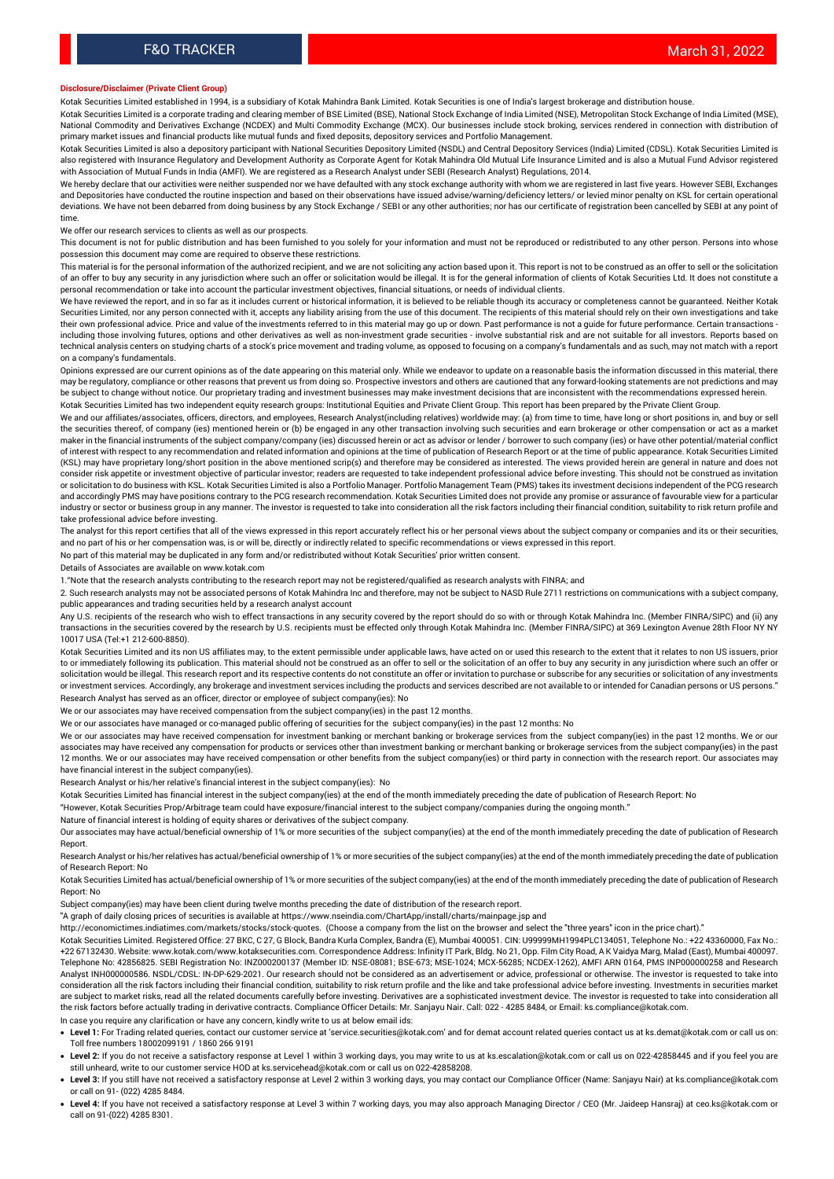**Disclosure/Disclaimer (Private Client Group)**

Kotak Securities Limited established in 1994, is a subsidiary of Kotak Mahindra Bank Limited. Kotak Securities is one of India's largest brokerage and distribution house.

Kotak Securities Limited is a corporate trading and clearing member of BSE Limited (BSE), National Stock Exchange of India Limited (NSE), Metropolitan Stock Exchange of India Limited (MSE), National Commodity and Derivatives Exchange (NCDEX) and Multi Commodity Exchange (MCX). Our businesses include stock broking, services rendered in connection with distribution of primary market issues and financial products like mutual funds and fixed deposits, depository services and Portfolio Management.

Kotak Securities Limited is also a depository participant with National Securities Depository Limited (NSDL) and Central Depository Services (India) Limited (CDSL). Kotak Securities Limited is also registered with Insurance Regulatory and Development Authority as Corporate Agent for Kotak Mahindra Old Mutual Life Insurance Limited and is also a Mutual Fund Advisor registered with Association of Mutual Funds in India (AMFI). We are registered as a Research Analyst under SEBI (Research Analyst) Regulations, 2014.

We hereby declare that our activities were neither suspended nor we have defaulted with any stock exchange authority with whom we are registered in last five years. However SEBI, Exchanges and Depositories have conducted the routine inspection and based on their observations have issued advise/warning/deficiency letters/ or levied minor penalty on KSL for certain operational deviations. We have not been debarred from doing business by any Stock Exchange / SEBI or any other authorities; nor has our certificate of registration been cancelled by SEBI at any point of time.

We offer our research services to clients as well as our prospects.

This document is not for public distribution and has been furnished to you solely for your information and must not be reproduced or redistributed to any other person. Persons into whose possession this document may come are required to observe these restrictions.

This material is for the personal information of the authorized recipient, and we are not soliciting any action based upon it. This report is not to be construed as an offer to sell or the solicitation of an offer to buy any security in any jurisdiction where such an offer or solicitation would be illegal. It is for the general information of clients of Kotak Securities Ltd. It does not constitute a personal recommendation or take into account the particular investment objectives, financial situations, or needs of individual clients.

We have reviewed the report, and in so far as it includes current or historical information, it is believed to be reliable though its accuracy or completeness cannot be guaranteed. Neither Kotak Securities Limited, nor any person connected with it, accepts any liability arising from the use of this document. The recipients of this material should rely on their own investigations and take their own professional advice. Price and value of the investments referred to in this material may go up or down. Past performance is not a guide for future performance. Certain transactions - including those involving futures, options and other derivatives as well as non-investment grade securities - involve substantial risk and are not suitable for all investors. Reports based on technical analysis centers on studying charts of a stock's price movement and trading volume, as opposed to focusing on a company's fundamentals and as such, may not match with a report on a company's fundamentals.

Opinions expressed are our current opinions as of the date appearing on this material only. While we endeavor to update on a reasonable basis the information discussed in this material, there may be regulatory, compliance or other reasons that prevent us from doing so. Prospective investors and others are cautioned that any forward-looking statements are not predictions and may be subject to change without notice. Our proprietary trading and investment businesses may make investment decisions that are inconsistent with the recommendations expressed herein.

Kotak Securities Limited has two independent equity research groups: Institutional Equities and Private Client Group. This report has been prepared by the Private Client Group.

We and our affiliates/associates, officers, directors, and employees, Research Analyst(including relatives) worldwide may: (a) from time to time, have long or short positions in, and buy or sell the securities thereof, of company (ies) mentioned herein or (b) be engaged in any other transaction involving such securities and earn brokerage or other compensation or act as a market maker in the financial instruments of the subject company/company (ies) discussed herein or act as advisor or lender / borrower to such company (ies) or have other potential/material conflict of interest with respect to any recommendation and related information and opinions at the time of publication of Research Report or at the time of public appearance. Kotak Securities Limited (KSL) may have proprietary long/short position in the above mentioned scrip(s) and therefore may be considered as interested. The views provided herein are general in nature and does not consider risk appetite or investment objective of particular investor; readers are requested to take independent professional advice before investing. This should not be construed as invitation or solicitation to do business with KSL. Kotak Securities Limited is also a Portfolio Manager. Portfolio Management Team (PMS) takes its investment decisions independent of the PCG research and accordingly PMS may have positions contrary to the PCG research recommendation. Kotak Securities Limited does not provide any promise or assurance of favourable view for a particular industry or sector or business group in any manner. The investor is requested to take into consideration all the risk factors including their financial condition, suitability to risk return profile and take professional advice before investing.

The analyst for this report certifies that all of the views expressed in this report accurately reflect his or her personal views about the subject company or companies and its or their securities, and no part of his or her compensation was, is or will be, directly or indirectly related to specific recommendations or views expressed in this report.

No part of this material may be duplicated in any form and/or redistributed without Kotak Securities' prior written consent.

Details of Associates are available on www.kotak.com

1."Note that the research analysts contributing to the research report may not be registered/qualified as research analysts with FINRA; and

2. Such research analysts may not be associated persons of Kotak Mahindra Inc and therefore, may not be subject to NASD Rule 2711 restrictions on communications with a subject company, public appearances and trading securities held by a research analyst account

Any U.S. recipients of the research who wish to effect transactions in any security covered by the report should do so with or through Kotak Mahindra Inc. (Member FINRA/SIPC) and (ii) any transactions in the securities covered by the research by U.S. recipients must be effected only through Kotak Mahindra Inc. (Member FINRA/SIPC) at 369 Lexington Avenue 28th Floor NY NY 10017 USA (Tel:+1 212-600-8850).

Kotak Securities Limited and its non US affiliates may, to the extent permissible under applicable laws, have acted on or used this research to the extent that it relates to non US issuers, prior to or immediately following its publication. This material should not be construed as an offer to sell or the solicitation of an offer to buy any security in any jurisdiction where such an offer or solicitation would be illegal. This research report and its respective contents do not constitute an offer or invitation to purchase or subscribe for any securities or solicitation of any investments or investment services. Accordingly, any brokerage and investment services including the products and services described are not available to or intended for Canadian persons or US persons."

Research Analyst has served as an officer, director or employee of subject company(ies): No

We or our associates may have received compensation from the subject company(ies) in the past 12 months.

We or our associates have managed or co-managed public offering of securities for the subject company(ies) in the past 12 months: No

We or our associates may have received compensation for investment banking or merchant banking or brokerage services from the subject company(ies) in the past 12 months. We or our associates may have received any compensation for products or services other than investment banking or merchant banking or brokerage services from the subject company(ies) in the past 12 months. We or our associates may have received compensation or other benefits from the subject company(ies) or third party in connection with the research report. Our associates may have financial interest in the subject company(ies).

Research Analyst or his/her relative's financial interest in the subject company(ies): No

Kotak Securities Limited has financial interest in the subject company(ies) at the end of the month immediately preceding the date of publication of Research Report: No

"However, Kotak Securities Prop/Arbitrage team could have exposure/financial interest to the subject company/companies during the ongoing month."

Nature of financial interest is holding of equity shares or derivatives of the subject company.

Our associates may have actual/beneficial ownership of 1% or more securities of the subject company(ies) at the end of the month immediately preceding the date of publication of Research Report.

Research Analyst or his/her relatives has actual/beneficial ownership of 1% or more securities of the subject company(ies) at the end of the month immediately preceding the date of publication of Research Report: No

Kotak Securities Limited has actual/beneficial ownership of 1% or more securities of the subject company(ies) at the end of the month immediately preceding the date of publication of Research Report: No

Subject company(ies) may have been client during twelve months preceding the date of distribution of the research report.

"A graph of daily closing prices of securities is available at https://www.nseindia.com/ChartApp/install/charts/mainpage.jsp and

http://economictimes.indiatimes.com/markets/stocks/stock-quotes. (Choose a company from the list on the browser and select the "three years" icon in the price chart)."

Kotak Securities Limited. Registered Office: 27 BKC, C 27, G Block, Bandra Kurla Complex, Bandra (E), Mumbai 400051. CIN: U99999MH1994PLC134051, Telephone No.: +22 43360000, Fax No.: +22 67132430. Website: www.kotak.com/www.kotaksecurities.com. Correspondence Address: Infinity IT Park, Bldg. No 21, Opp. Film City Road, A K Vaidya Marg, Malad (East), Mumbai 400097. Telephone No: 42856825. SEBI Registration No: INZ000200137 (Member ID: NSE-08081; BSE-673; MSE-1024; MCX-56285; NCDEX-1262), AMFI ARN 0164, PMS INP000000258 and Research Analyst INH000000586. NSDL/CDSL: IN-DP-629-2021. Our research should not be considered as an advertisement or advice, professional or otherwise. The investor is requested to take into consideration all the risk factors including their financial condition, suitability to risk return profile and the like and take professional advice before investing. Investments in securities market are subject to market risks, read all the related documents carefully before investing. Derivatives are a sophisticated investment device. The investor is requested to take into consideration all the risk factors before actually trading in derivative contracts. Compliance Officer Details: Mr. Sanjayu Nair. Call: 022 - 4285 8484, or Email: ks.compliance@kotak.com.

In case you require any clarification or have any concern, kindly write to us at below email ids:

- **Level 1:** For Trading related queries, contact our customer service at 'service.securities@kotak.com' and for demat account related queries contact us at ks.demat@kotak.com or call us on: Toll free numbers 18002099191 / 1860 266 9191
- **Level 2:** If you do not receive a satisfactory response at Level 1 within 3 working days, you may write to us at ks.escalation@kotak.com or call us on 022-42858445 and if you feel you are still unheard, write to our customer service HOD at ks.servicehead@kotak.com or call us on 022-42858208.
- **Level 3:** If you still have not received a satisfactory response at Level 2 within 3 working days, you may contact our Compliance Officer (Name: Sanjayu Nair) at ks.compliance@kotak.com or call on 91- (022) 4285 8484.
- **Level 4:** If you have not received a satisfactory response at Level 3 within 7 working days, you may also approach Managing Director / CEO (Mr. Jaideep Hansraj) at ceo.ks@kotak.com or call on 91-(022) 4285 8301.